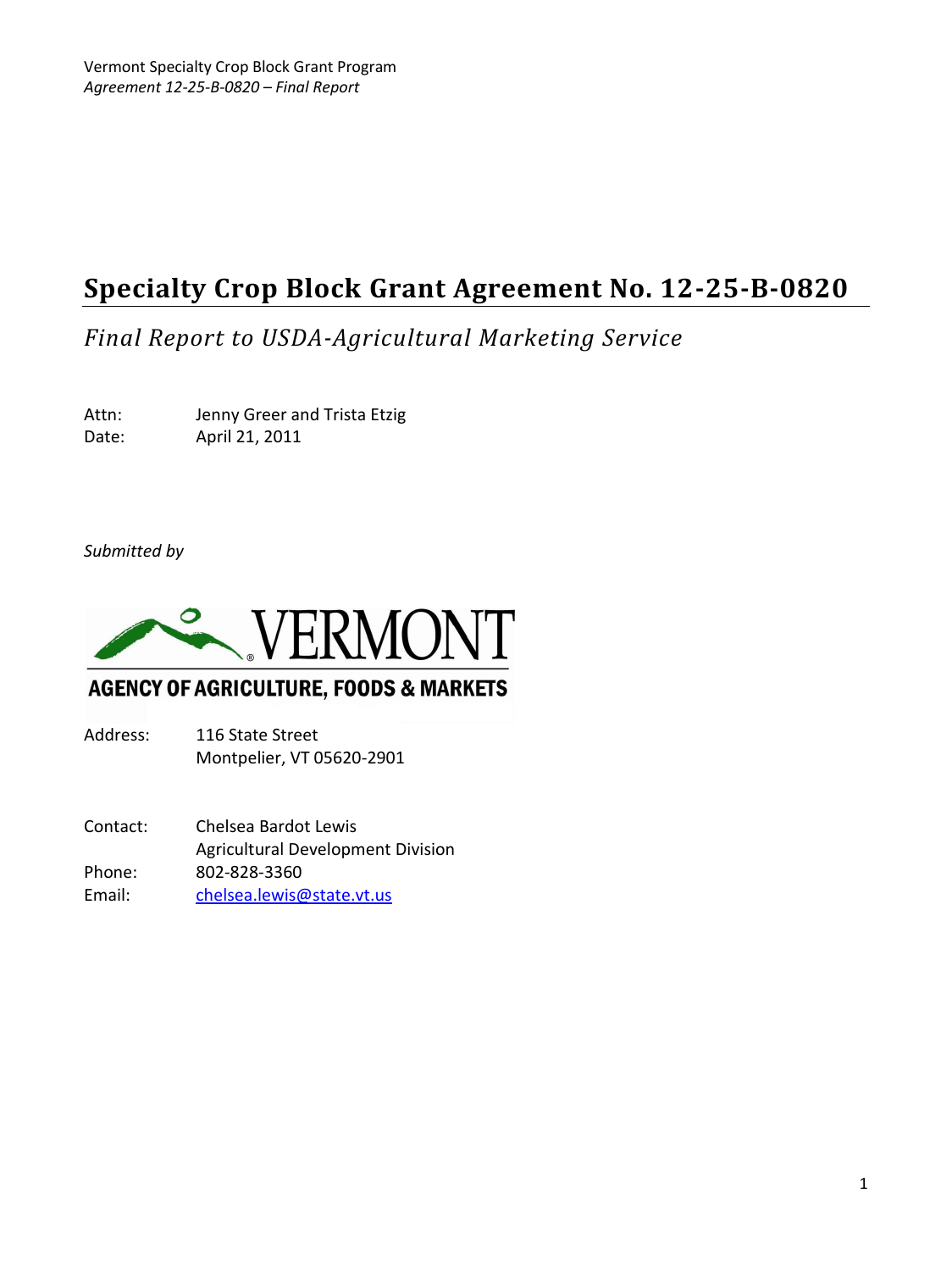# Specialty Crop Block Grant Agreement No. 12-25-B-0820

## *Final Report to USDA-Agricultural Marketing Service*

Attn: Jenny Greer and Trista Etzig
Date: April 21, 2011

*Submitted by*

VERMONT
AGENCY OF AGRICULTURE, FOODS & MARKETS

Address: 116 State Street
Montpelier, VT 05620-2901

Contact: Chelsea Bardot Lewis
Agricultural Development Division
Phone: 802-828-3360
Email: chelsea.lewis@state.vt.us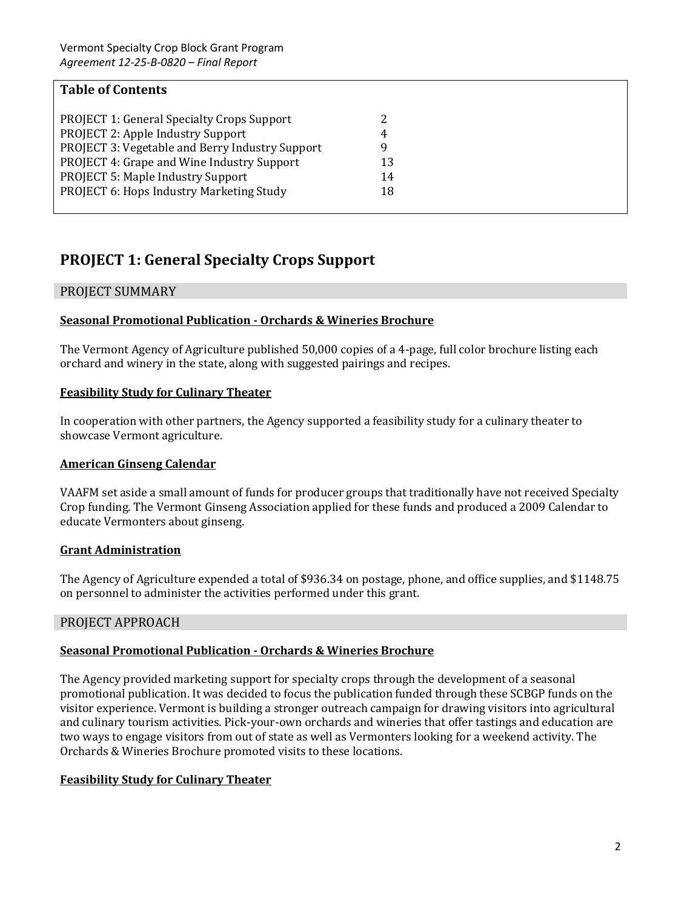## Table of Contents

| | |
|---|---|
| PROJECT 1: General Specialty Crops Support | 2 |
| PROJECT 2: Apple Industry Support | 4 |
| PROJECT 3: Vegetable and Berry Industry Support | 9 |
| PROJECT 4: Grape and Wine Industry Support | 13 |
| PROJECT 5: Maple Industry Support | 14 |
| PROJECT 6: Hops Industry Marketing Study | 18 |

# PROJECT 1: General Specialty Crops Support

## PROJECT SUMMARY

**Seasonal Promotional Publication - Orchards & Wineries Brochure**

The Vermont Agency of Agriculture published 50,000 copies of a 4-page, full color brochure listing each orchard and winery in the state, along with suggested pairings and recipes.

**Feasibility Study for Culinary Theater**

In cooperation with other partners, the Agency supported a feasibility study for a culinary theater to showcase Vermont agriculture.

**American Ginseng Calendar**

VAAFM set aside a small amount of funds for producer groups that traditionally have not received Specialty Crop funding. The Vermont Ginseng Association applied for these funds and produced a 2009 Calendar to educate Vermonters about ginseng.

**Grant Administration**

The Agency of Agriculture expended a total of $936.34 on postage, phone, and office supplies, and $1148.75 on personnel to administer the activities performed under this grant.

## PROJECT APPROACH

**Seasonal Promotional Publication - Orchards & Wineries Brochure**

The Agency provided marketing support for specialty crops through the development of a seasonal promotional publication. It was decided to focus the publication funded through these SCBGP funds on the visitor experience. Vermont is building a stronger outreach campaign for drawing visitors into agricultural and culinary tourism activities. Pick-your-own orchards and wineries that offer tastings and education are two ways to engage visitors from out of state as well as Vermonters looking for a weekend activity. The Orchards & Wineries Brochure promoted visits to these locations.

**Feasibility Study for Culinary Theater**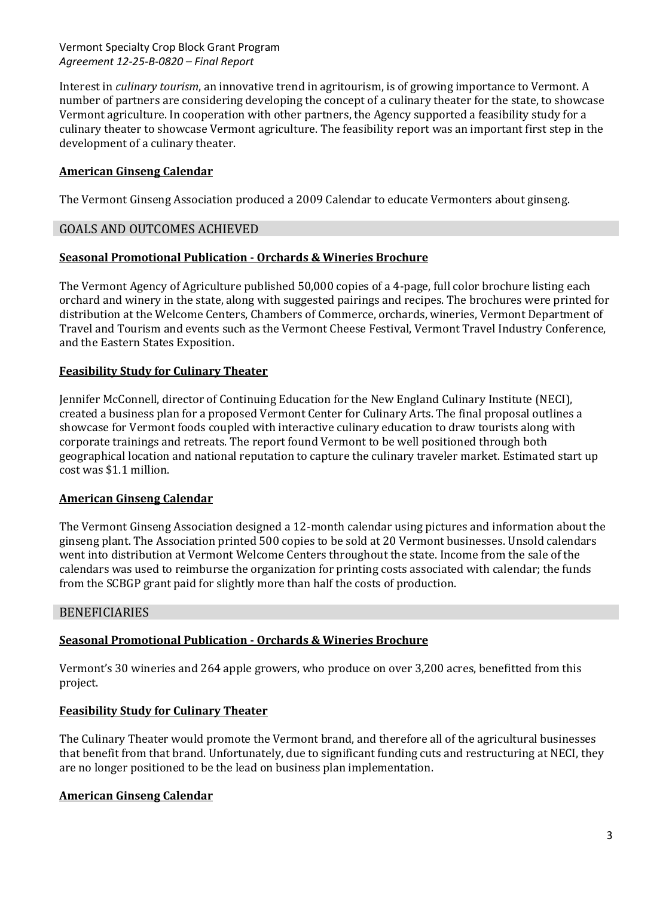Interest in *culinary tourism*, an innovative trend in agritourism, is of growing importance to Vermont. A number of partners are considering developing the concept of a culinary theater for the state, to showcase Vermont agriculture. In cooperation with other partners, the Agency supported a feasibility study for a culinary theater to showcase Vermont agriculture. The feasibility report was an important first step in the development of a culinary theater.

**American Ginseng Calendar**

The Vermont Ginseng Association produced a 2009 Calendar to educate Vermonters about ginseng.

## GOALS AND OUTCOMES ACHIEVED

**Seasonal Promotional Publication - Orchards & Wineries Brochure**

The Vermont Agency of Agriculture published 50,000 copies of a 4-page, full color brochure listing each orchard and winery in the state, along with suggested pairings and recipes. The brochures were printed for distribution at the Welcome Centers, Chambers of Commerce, orchards, wineries, Vermont Department of Travel and Tourism and events such as the Vermont Cheese Festival, Vermont Travel Industry Conference, and the Eastern States Exposition.

**Feasibility Study for Culinary Theater**

Jennifer McConnell, director of Continuing Education for the New England Culinary Institute (NECI), created a business plan for a proposed Vermont Center for Culinary Arts. The final proposal outlines a showcase for Vermont foods coupled with interactive culinary education to draw tourists along with corporate trainings and retreats. The report found Vermont to be well positioned through both geographical location and national reputation to capture the culinary traveler market. Estimated start up cost was $1.1 million.

**American Ginseng Calendar**

The Vermont Ginseng Association designed a 12-month calendar using pictures and information about the ginseng plant. The Association printed 500 copies to be sold at 20 Vermont businesses. Unsold calendars went into distribution at Vermont Welcome Centers throughout the state. Income from the sale of the calendars was used to reimburse the organization for printing costs associated with calendar; the funds from the SCBGP grant paid for slightly more than half the costs of production.

## BENEFICIARIES

**Seasonal Promotional Publication - Orchards & Wineries Brochure**

Vermont's 30 wineries and 264 apple growers, who produce on over 3,200 acres, benefitted from this project.

**Feasibility Study for Culinary Theater**

The Culinary Theater would promote the Vermont brand, and therefore all of the agricultural businesses that benefit from that brand. Unfortunately, due to significant funding cuts and restructuring at NECI, they are no longer positioned to be the lead on business plan implementation.

**American Ginseng Calendar**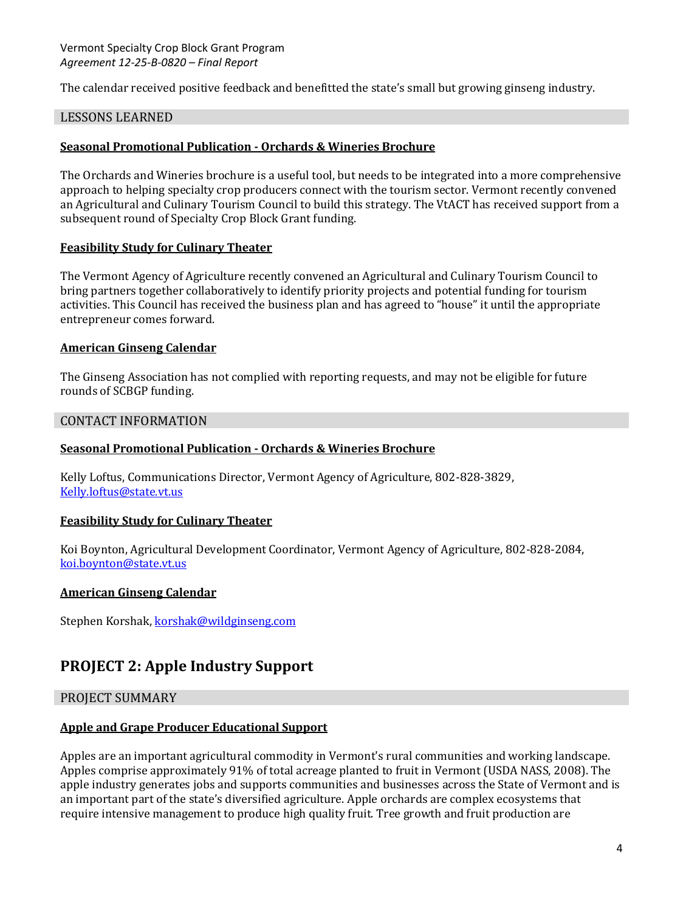The calendar received positive feedback and benefitted the state's small but growing ginseng industry.

## LESSONS LEARNED

**Seasonal Promotional Publication - Orchards & Wineries Brochure**

The Orchards and Wineries brochure is a useful tool, but needs to be integrated into a more comprehensive approach to helping specialty crop producers connect with the tourism sector. Vermont recently convened an Agricultural and Culinary Tourism Council to build this strategy. The VtACT has received support from a subsequent round of Specialty Crop Block Grant funding.

**Feasibility Study for Culinary Theater**

The Vermont Agency of Agriculture recently convened an Agricultural and Culinary Tourism Council to bring partners together collaboratively to identify priority projects and potential funding for tourism activities. This Council has received the business plan and has agreed to "house" it until the appropriate entrepreneur comes forward.

**American Ginseng Calendar**

The Ginseng Association has not complied with reporting requests, and may not be eligible for future rounds of SCBGP funding.

## CONTACT INFORMATION

**Seasonal Promotional Publication - Orchards & Wineries Brochure**

Kelly Loftus, Communications Director, Vermont Agency of Agriculture, 802-828-3829, Kelly.loftus@state.vt.us

**Feasibility Study for Culinary Theater**

Koi Boynton, Agricultural Development Coordinator, Vermont Agency of Agriculture, 802-828-2084, koi.boynton@state.vt.us

**American Ginseng Calendar**

Stephen Korshak, korshak@wildginseng.com

# PROJECT 2: Apple Industry Support

## PROJECT SUMMARY

**Apple and Grape Producer Educational Support**

Apples are an important agricultural commodity in Vermont's rural communities and working landscape. Apples comprise approximately 91% of total acreage planted to fruit in Vermont (USDA NASS, 2008). The apple industry generates jobs and supports communities and businesses across the State of Vermont and is an important part of the state's diversified agriculture. Apple orchards are complex ecosystems that require intensive management to produce high quality fruit. Tree growth and fruit production are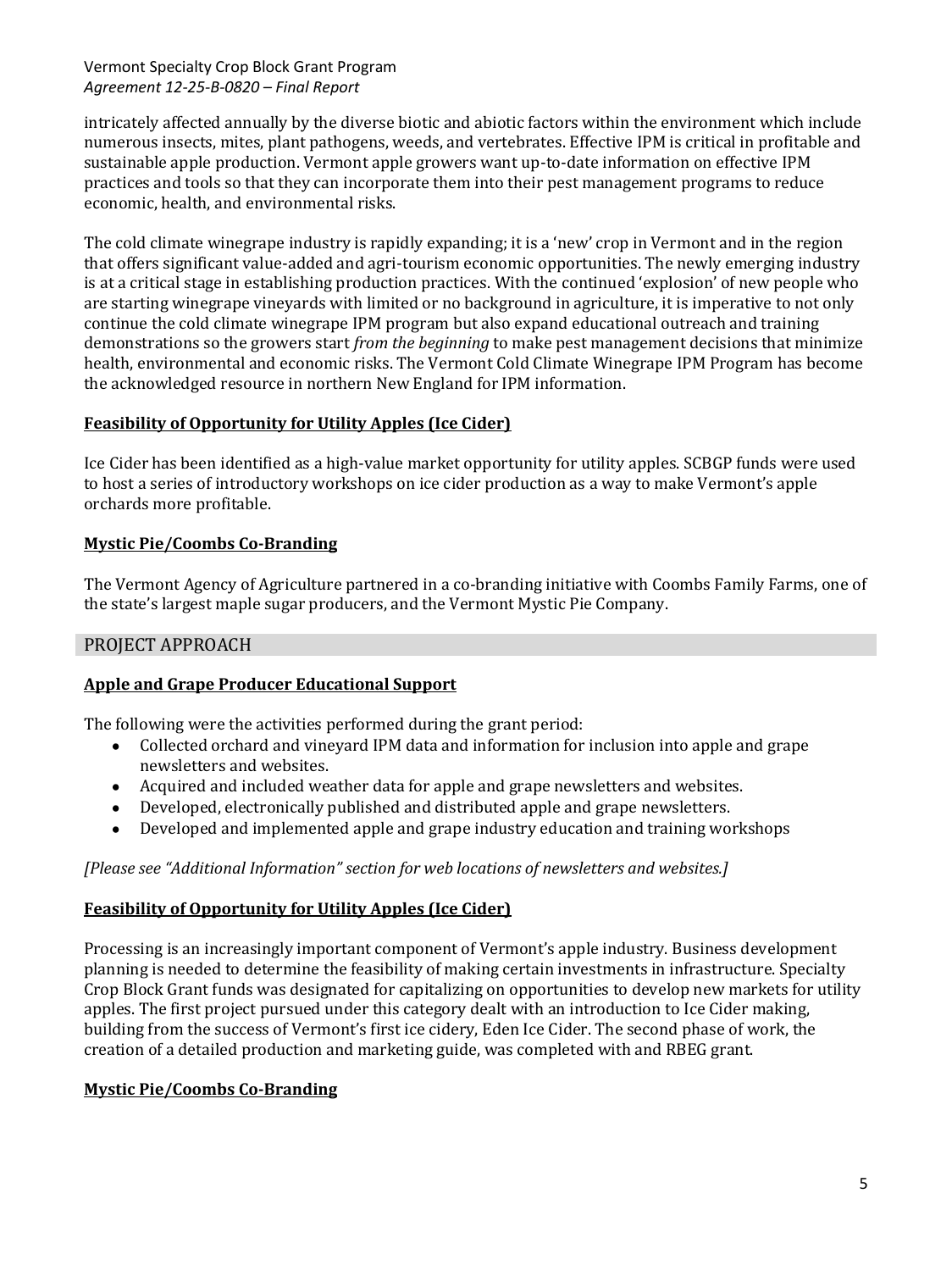intricately affected annually by the diverse biotic and abiotic factors within the environment which include numerous insects, mites, plant pathogens, weeds, and vertebrates. Effective IPM is critical in profitable and sustainable apple production. Vermont apple growers want up-to-date information on effective IPM practices and tools so that they can incorporate them into their pest management programs to reduce economic, health, and environmental risks.

The cold climate winegrape industry is rapidly expanding; it is a 'new' crop in Vermont and in the region that offers significant value-added and agri-tourism economic opportunities. The newly emerging industry is at a critical stage in establishing production practices. With the continued 'explosion' of new people who are starting winegrape vineyards with limited or no background in agriculture, it is imperative to not only continue the cold climate winegrape IPM program but also expand educational outreach and training demonstrations so the growers start *from the beginning* to make pest management decisions that minimize health, environmental and economic risks. The Vermont Cold Climate Winegrape IPM Program has become the acknowledged resource in northern New England for IPM information.

**Feasibility of Opportunity for Utility Apples (Ice Cider)**

Ice Cider has been identified as a high-value market opportunity for utility apples. SCBGP funds were used to host a series of introductory workshops on ice cider production as a way to make Vermont's apple orchards more profitable.

**Mystic Pie/Coombs Co-Branding**

The Vermont Agency of Agriculture partnered in a co-branding initiative with Coombs Family Farms, one of the state's largest maple sugar producers, and the Vermont Mystic Pie Company.

## PROJECT APPROACH

**Apple and Grape Producer Educational Support**

The following were the activities performed during the grant period:

- Collected orchard and vineyard IPM data and information for inclusion into apple and grape newsletters and websites.
- Acquired and included weather data for apple and grape newsletters and websites.
- Developed, electronically published and distributed apple and grape newsletters.
- Developed and implemented apple and grape industry education and training workshops

*[Please see "Additional Information" section for web locations of newsletters and websites.]*

**Feasibility of Opportunity for Utility Apples (Ice Cider)**

Processing is an increasingly important component of Vermont's apple industry. Business development planning is needed to determine the feasibility of making certain investments in infrastructure. Specialty Crop Block Grant funds was designated for capitalizing on opportunities to develop new markets for utility apples. The first project pursued under this category dealt with an introduction to Ice Cider making, building from the success of Vermont's first ice cidery, Eden Ice Cider. The second phase of work, the creation of a detailed production and marketing guide, was completed with and RBEG grant.

**Mystic Pie/Coombs Co-Branding**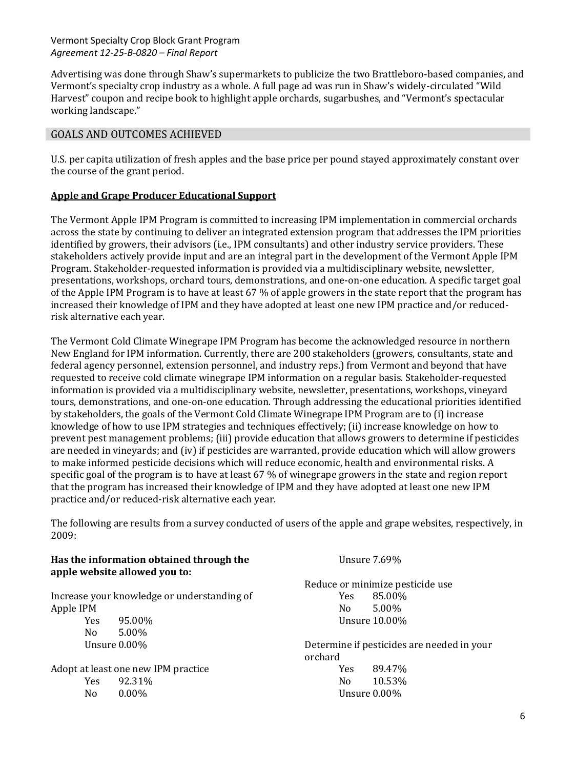Advertising was done through Shaw's supermarkets to publicize the two Brattleboro-based companies, and Vermont's specialty crop industry as a whole. A full page ad was run in Shaw's widely-circulated "Wild Harvest" coupon and recipe book to highlight apple orchards, sugarbushes, and "Vermont's spectacular working landscape."

## GOALS AND OUTCOMES ACHIEVED

U.S. per capita utilization of fresh apples and the base price per pound stayed approximately constant over the course of the grant period.

### Apple and Grape Producer Educational Support

The Vermont Apple IPM Program is committed to increasing IPM implementation in commercial orchards across the state by continuing to deliver an integrated extension program that addresses the IPM priorities identified by growers, their advisors (i.e., IPM consultants) and other industry service providers. These stakeholders actively provide input and are an integral part in the development of the Vermont Apple IPM Program. Stakeholder-requested information is provided via a multidisciplinary website, newsletter, presentations, workshops, orchard tours, demonstrations, and one-on-one education. A specific target goal of the Apple IPM Program is to have at least 67 % of apple growers in the state report that the program has increased their knowledge of IPM and they have adopted at least one new IPM practice and/or reduced-risk alternative each year.

The Vermont Cold Climate Winegrape IPM Program has become the acknowledged resource in northern New England for IPM information. Currently, there are 200 stakeholders (growers, consultants, state and federal agency personnel, extension personnel, and industry reps.) from Vermont and beyond that have requested to receive cold climate winegrape IPM information on a regular basis. Stakeholder-requested information is provided via a multidisciplinary website, newsletter, presentations, workshops, vineyard tours, demonstrations, and one-on-one education. Through addressing the educational priorities identified by stakeholders, the goals of the Vermont Cold Climate Winegrape IPM Program are to (i) increase knowledge of how to use IPM strategies and techniques effectively; (ii) increase knowledge on how to prevent pest management problems; (iii) provide education that allows growers to determine if pesticides are needed in vineyards; and (iv) if pesticides are warranted, provide education which will allow growers to make informed pesticide decisions which will reduce economic, health and environmental risks. A specific goal of the program is to have at least 67 % of winegrape growers in the state and region report that the program has increased their knowledge of IPM and they have adopted at least one new IPM practice and/or reduced-risk alternative each year.

The following are results from a survey conducted of users of the apple and grape websites, respectively, in 2009:

**Has the information obtained through the apple website allowed you to:**

Increase your knowledge or understanding of Apple IPM

- Yes 95.00%
- No 5.00%
- Unsure 0.00%

Adopt at least one new IPM practice

- Yes 92.31%
- No 0.00%
- Unsure 7.69%

Reduce or minimize pesticide use

- Yes 85.00%
- No 5.00%
- Unsure 10.00%

Determine if pesticides are needed in your orchard

- Yes 89.47%
- No 10.53%
- Unsure 0.00%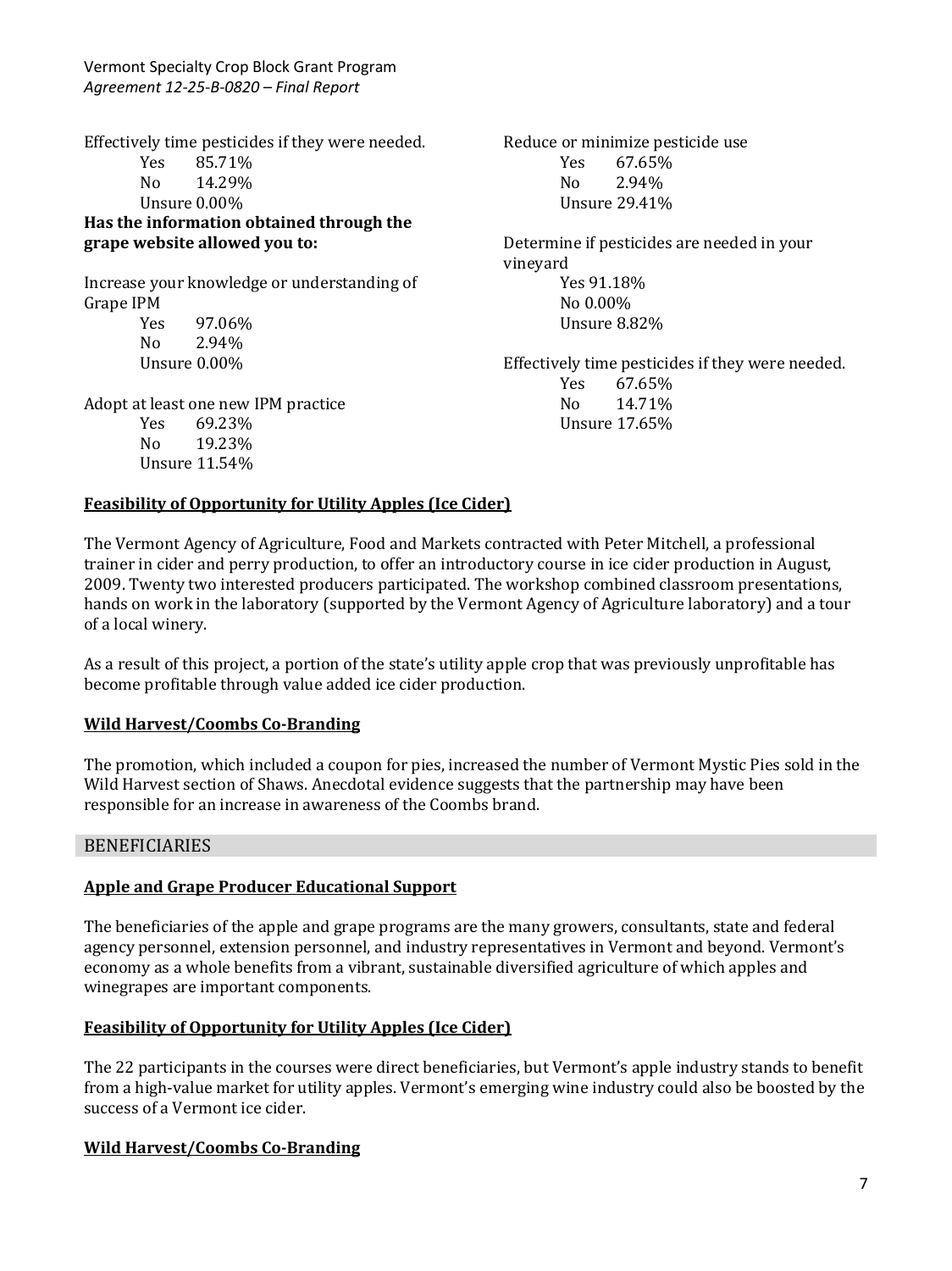Effectively time pesticides if they were needed.

- Yes 85.71%
- No 14.29%
- Unsure 0.00%

**Has the information obtained through the grape website allowed you to:**

Increase your knowledge or understanding of Grape IPM

- Yes 97.06%
- No 2.94%
- Unsure 0.00%

Adopt at least one new IPM practice

- Yes 69.23%
- No 19.23%
- Unsure 11.54%

Reduce or minimize pesticide use

- Yes 67.65%
- No 2.94%
- Unsure 29.41%

Determine if pesticides are needed in your vineyard

- Yes 91.18%
- No 0.00%
- Unsure 8.82%

Effectively time pesticides if they were needed.

- Yes 67.65%
- No 14.71%
- Unsure 17.65%

**Feasibility of Opportunity for Utility Apples (Ice Cider)**

The Vermont Agency of Agriculture, Food and Markets contracted with Peter Mitchell, a professional trainer in cider and perry production, to offer an introductory course in ice cider production in August, 2009. Twenty two interested producers participated. The workshop combined classroom presentations, hands on work in the laboratory (supported by the Vermont Agency of Agriculture laboratory) and a tour of a local winery.

As a result of this project, a portion of the state's utility apple crop that was previously unprofitable has become profitable through value added ice cider production.

**Wild Harvest/Coombs Co-Branding**

The promotion, which included a coupon for pies, increased the number of Vermont Mystic Pies sold in the Wild Harvest section of Shaws. Anecdotal evidence suggests that the partnership may have been responsible for an increase in awareness of the Coombs brand.

## BENEFICIARIES

**Apple and Grape Producer Educational Support**

The beneficiaries of the apple and grape programs are the many growers, consultants, state and federal agency personnel, extension personnel, and industry representatives in Vermont and beyond. Vermont's economy as a whole benefits from a vibrant, sustainable diversified agriculture of which apples and winegrapes are important components.

**Feasibility of Opportunity for Utility Apples (Ice Cider)**

The 22 participants in the courses were direct beneficiaries, but Vermont's apple industry stands to benefit from a high-value market for utility apples. Vermont's emerging wine industry could also be boosted by the success of a Vermont ice cider.

**Wild Harvest/Coombs Co-Branding**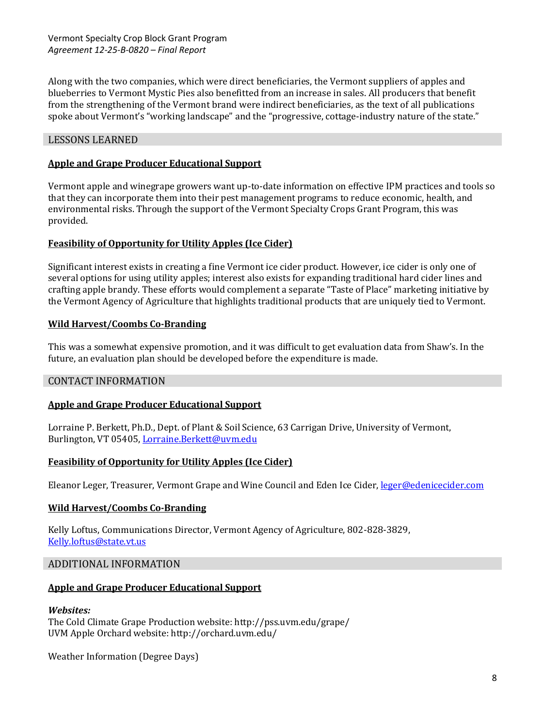Along with the two companies, which were direct beneficiaries, the Vermont suppliers of apples and blueberries to Vermont Mystic Pies also benefitted from an increase in sales. All producers that benefit from the strengthening of the Vermont brand were indirect beneficiaries, as the text of all publications spoke about Vermont's "working landscape" and the "progressive, cottage-industry nature of the state."

## LESSONS LEARNED

### Apple and Grape Producer Educational Support

Vermont apple and winegrape growers want up-to-date information on effective IPM practices and tools so that they can incorporate them into their pest management programs to reduce economic, health, and environmental risks. Through the support of the Vermont Specialty Crops Grant Program, this was provided.

### Feasibility of Opportunity for Utility Apples (Ice Cider)

Significant interest exists in creating a fine Vermont ice cider product. However, ice cider is only one of several options for using utility apples; interest also exists for expanding traditional hard cider lines and crafting apple brandy. These efforts would complement a separate "Taste of Place" marketing initiative by the Vermont Agency of Agriculture that highlights traditional products that are uniquely tied to Vermont.

### Wild Harvest/Coombs Co-Branding

This was a somewhat expensive promotion, and it was difficult to get evaluation data from Shaw's. In the future, an evaluation plan should be developed before the expenditure is made.

## CONTACT INFORMATION

### Apple and Grape Producer Educational Support

Lorraine P. Berkett, Ph.D., Dept. of Plant & Soil Science, 63 Carrigan Drive, University of Vermont, Burlington, VT 05405, Lorraine.Berkett@uvm.edu

### Feasibility of Opportunity for Utility Apples (Ice Cider)

Eleanor Leger, Treasurer, Vermont Grape and Wine Council and Eden Ice Cider, leger@edenicecider.com

### Wild Harvest/Coombs Co-Branding

Kelly Loftus, Communications Director, Vermont Agency of Agriculture, 802-828-3829, Kelly.loftus@state.vt.us

## ADDITIONAL INFORMATION

### Apple and Grape Producer Educational Support

***Websites:***
The Cold Climate Grape Production website: http://pss.uvm.edu/grape/
UVM Apple Orchard website: http://orchard.uvm.edu/

Weather Information (Degree Days)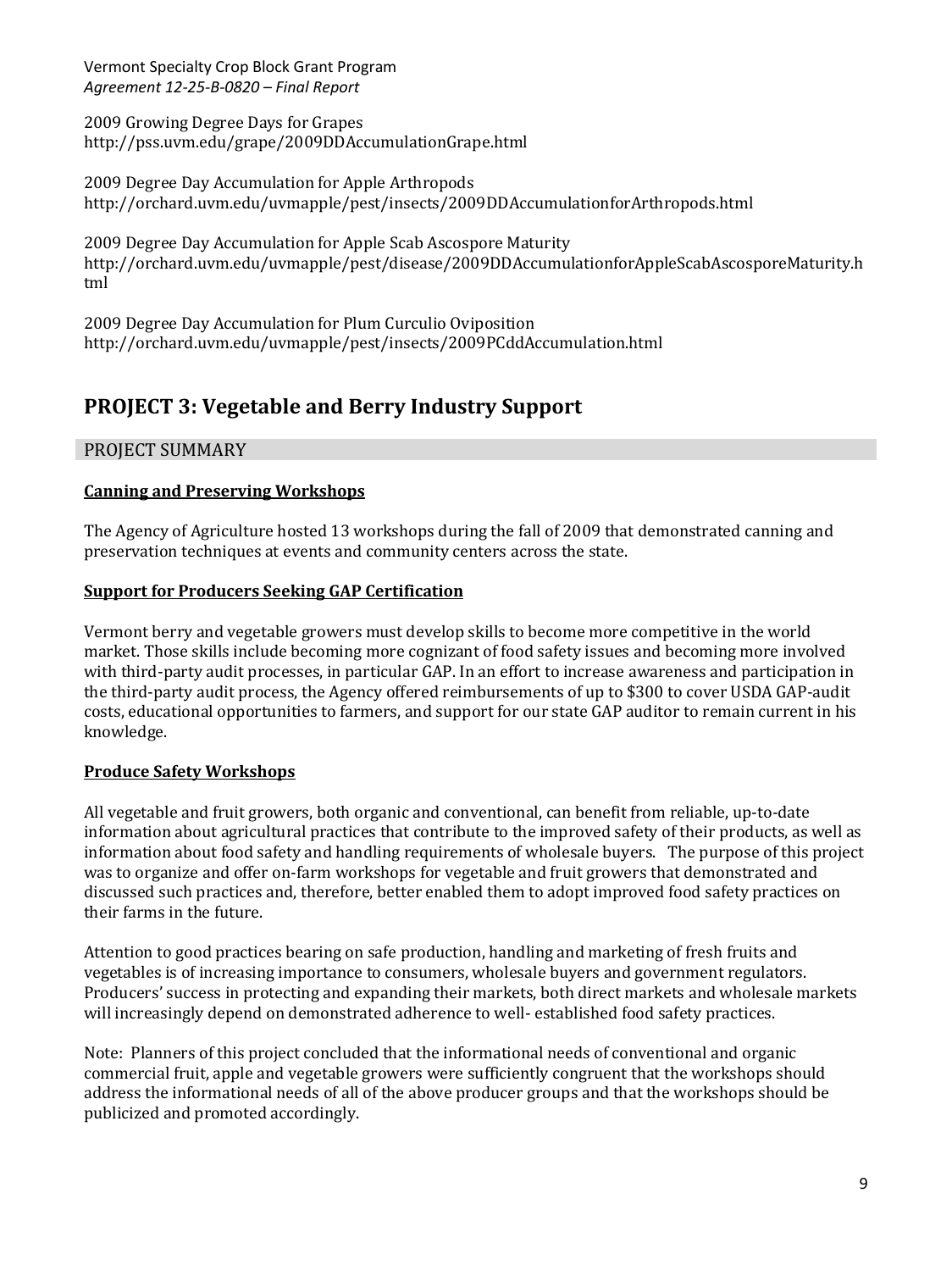2009 Growing Degree Days for Grapes
http://pss.uvm.edu/grape/2009DDAccumulationGrape.html

2009 Degree Day Accumulation for Apple Arthropods
http://orchard.uvm.edu/uvmapple/pest/insects/2009DDAccumulationforArthropods.html

2009 Degree Day Accumulation for Apple Scab Ascospore Maturity
http://orchard.uvm.edu/uvmapple/pest/disease/2009DDAccumulationforAppleScabAscosporeMaturity.html

2009 Degree Day Accumulation for Plum Curculio Oviposition
http://orchard.uvm.edu/uvmapple/pest/insects/2009PCddAccumulation.html

## PROJECT 3: Vegetable and Berry Industry Support

### PROJECT SUMMARY

**Canning and Preserving Workshops**

The Agency of Agriculture hosted 13 workshops during the fall of 2009 that demonstrated canning and preservation techniques at events and community centers across the state.

**Support for Producers Seeking GAP Certification**

Vermont berry and vegetable growers must develop skills to become more competitive in the world market. Those skills include becoming more cognizant of food safety issues and becoming more involved with third-party audit processes, in particular GAP. In an effort to increase awareness and participation in the third-party audit process, the Agency offered reimbursements of up to $300 to cover USDA GAP-audit costs, educational opportunities to farmers, and support for our state GAP auditor to remain current in his knowledge.

**Produce Safety Workshops**

All vegetable and fruit growers, both organic and conventional, can benefit from reliable, up-to-date information about agricultural practices that contribute to the improved safety of their products, as well as information about food safety and handling requirements of wholesale buyers. The purpose of this project was to organize and offer on-farm workshops for vegetable and fruit growers that demonstrated and discussed such practices and, therefore, better enabled them to adopt improved food safety practices on their farms in the future.

Attention to good practices bearing on safe production, handling and marketing of fresh fruits and vegetables is of increasing importance to consumers, wholesale buyers and government regulators. Producers' success in protecting and expanding their markets, both direct markets and wholesale markets will increasingly depend on demonstrated adherence to well- established food safety practices.

Note: Planners of this project concluded that the informational needs of conventional and organic commercial fruit, apple and vegetable growers were sufficiently congruent that the workshops should address the informational needs of all of the above producer groups and that the workshops should be publicized and promoted accordingly.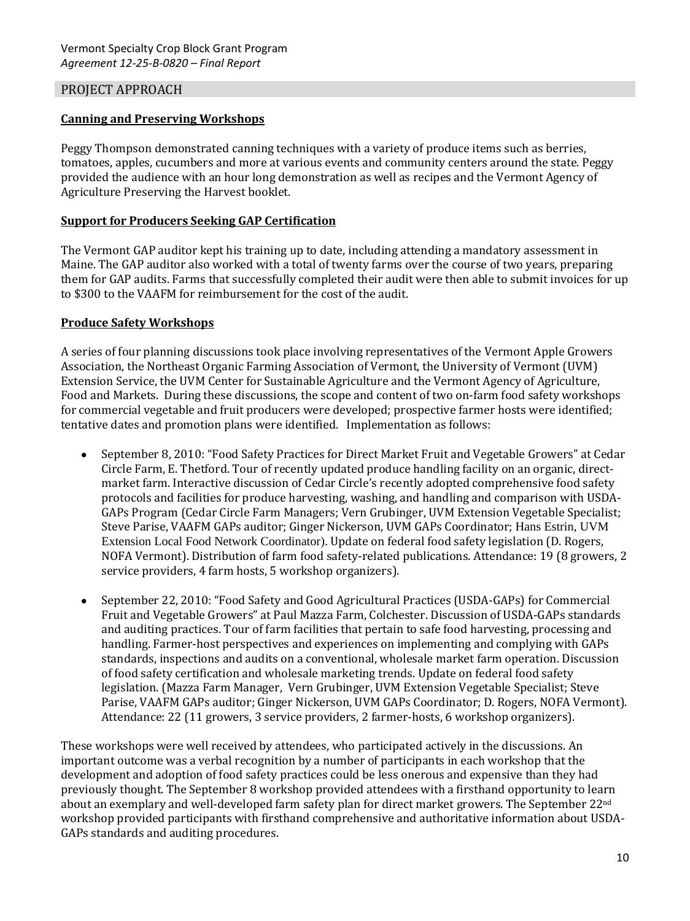## PROJECT APPROACH

**Canning and Preserving Workshops**

Peggy Thompson demonstrated canning techniques with a variety of produce items such as berries, tomatoes, apples, cucumbers and more at various events and community centers around the state. Peggy provided the audience with an hour long demonstration as well as recipes and the Vermont Agency of Agriculture Preserving the Harvest booklet.

**Support for Producers Seeking GAP Certification**

The Vermont GAP auditor kept his training up to date, including attending a mandatory assessment in Maine. The GAP auditor also worked with a total of twenty farms over the course of two years, preparing them for GAP audits. Farms that successfully completed their audit were then able to submit invoices for up to $300 to the VAAFM for reimbursement for the cost of the audit.

**Produce Safety Workshops**

A series of four planning discussions took place involving representatives of the Vermont Apple Growers Association, the Northeast Organic Farming Association of Vermont, the University of Vermont (UVM) Extension Service, the UVM Center for Sustainable Agriculture and the Vermont Agency of Agriculture, Food and Markets. During these discussions, the scope and content of two on-farm food safety workshops for commercial vegetable and fruit producers were developed; prospective farmer hosts were identified; tentative dates and promotion plans were identified. Implementation as follows:

- September 8, 2010: "Food Safety Practices for Direct Market Fruit and Vegetable Growers" at Cedar Circle Farm, E. Thetford. Tour of recently updated produce handling facility on an organic, direct-market farm. Interactive discussion of Cedar Circle's recently adopted comprehensive food safety protocols and facilities for produce harvesting, washing, and handling and comparison with USDA-GAPs Program (Cedar Circle Farm Managers; Vern Grubinger, UVM Extension Vegetable Specialist; Steve Parise, VAAFM GAPs auditor; Ginger Nickerson, UVM GAPs Coordinator; Hans Estrin, UVM Extension Local Food Network Coordinator). Update on federal food safety legislation (D. Rogers, NOFA Vermont). Distribution of farm food safety-related publications. Attendance: 19 (8 growers, 2 service providers, 4 farm hosts, 5 workshop organizers).

- September 22, 2010: "Food Safety and Good Agricultural Practices (USDA-GAPs) for Commercial Fruit and Vegetable Growers" at Paul Mazza Farm, Colchester. Discussion of USDA-GAPs standards and auditing practices. Tour of farm facilities that pertain to safe food harvesting, processing and handling. Farmer-host perspectives and experiences on implementing and complying with GAPs standards, inspections and audits on a conventional, wholesale market farm operation. Discussion of food safety certification and wholesale marketing trends. Update on federal food safety legislation. (Mazza Farm Manager, Vern Grubinger, UVM Extension Vegetable Specialist; Steve Parise, VAAFM GAPs auditor; Ginger Nickerson, UVM GAPs Coordinator; D. Rogers, NOFA Vermont). Attendance: 22 (11 growers, 3 service providers, 2 farmer-hosts, 6 workshop organizers).

These workshops were well received by attendees, who participated actively in the discussions. An important outcome was a verbal recognition by a number of participants in each workshop that the development and adoption of food safety practices could be less onerous and expensive than they had previously thought. The September 8 workshop provided attendees with a firsthand opportunity to learn about an exemplary and well-developed farm safety plan for direct market growers. The September 22nd workshop provided participants with firsthand comprehensive and authoritative information about USDA-GAPs standards and auditing procedures.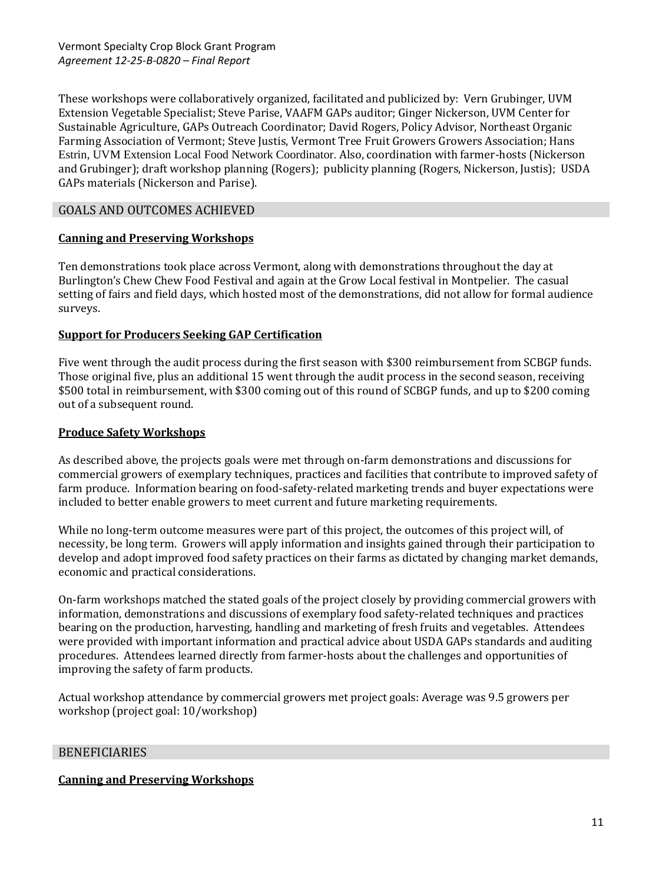These workshops were collaboratively organized, facilitated and publicized by: Vern Grubinger, UVM Extension Vegetable Specialist; Steve Parise, VAAFM GAPs auditor; Ginger Nickerson, UVM Center for Sustainable Agriculture, GAPs Outreach Coordinator; David Rogers, Policy Advisor, Northeast Organic Farming Association of Vermont; Steve Justis, Vermont Tree Fruit Growers Growers Association; Hans Estrin, UVM Extension Local Food Network Coordinator. Also, coordination with farmer-hosts (Nickerson and Grubinger); draft workshop planning (Rogers); publicity planning (Rogers, Nickerson, Justis); USDA GAPs materials (Nickerson and Parise).

## GOALS AND OUTCOMES ACHIEVED

### Canning and Preserving Workshops

Ten demonstrations took place across Vermont, along with demonstrations throughout the day at Burlington's Chew Chew Food Festival and again at the Grow Local festival in Montpelier. The casual setting of fairs and field days, which hosted most of the demonstrations, did not allow for formal audience surveys.

### Support for Producers Seeking GAP Certification

Five went through the audit process during the first season with $300 reimbursement from SCBGP funds. Those original five, plus an additional 15 went through the audit process in the second season, receiving $500 total in reimbursement, with $300 coming out of this round of SCBGP funds, and up to $200 coming out of a subsequent round.

### Produce Safety Workshops

As described above, the projects goals were met through on-farm demonstrations and discussions for commercial growers of exemplary techniques, practices and facilities that contribute to improved safety of farm produce. Information bearing on food-safety-related marketing trends and buyer expectations were included to better enable growers to meet current and future marketing requirements.

While no long-term outcome measures were part of this project, the outcomes of this project will, of necessity, be long term. Growers will apply information and insights gained through their participation to develop and adopt improved food safety practices on their farms as dictated by changing market demands, economic and practical considerations.

On-farm workshops matched the stated goals of the project closely by providing commercial growers with information, demonstrations and discussions of exemplary food safety-related techniques and practices bearing on the production, harvesting, handling and marketing of fresh fruits and vegetables. Attendees were provided with important information and practical advice about USDA GAPs standards and auditing procedures. Attendees learned directly from farmer-hosts about the challenges and opportunities of improving the safety of farm products.

Actual workshop attendance by commercial growers met project goals: Average was 9.5 growers per workshop (project goal: 10/workshop)

## BENEFICIARIES

### Canning and Preserving Workshops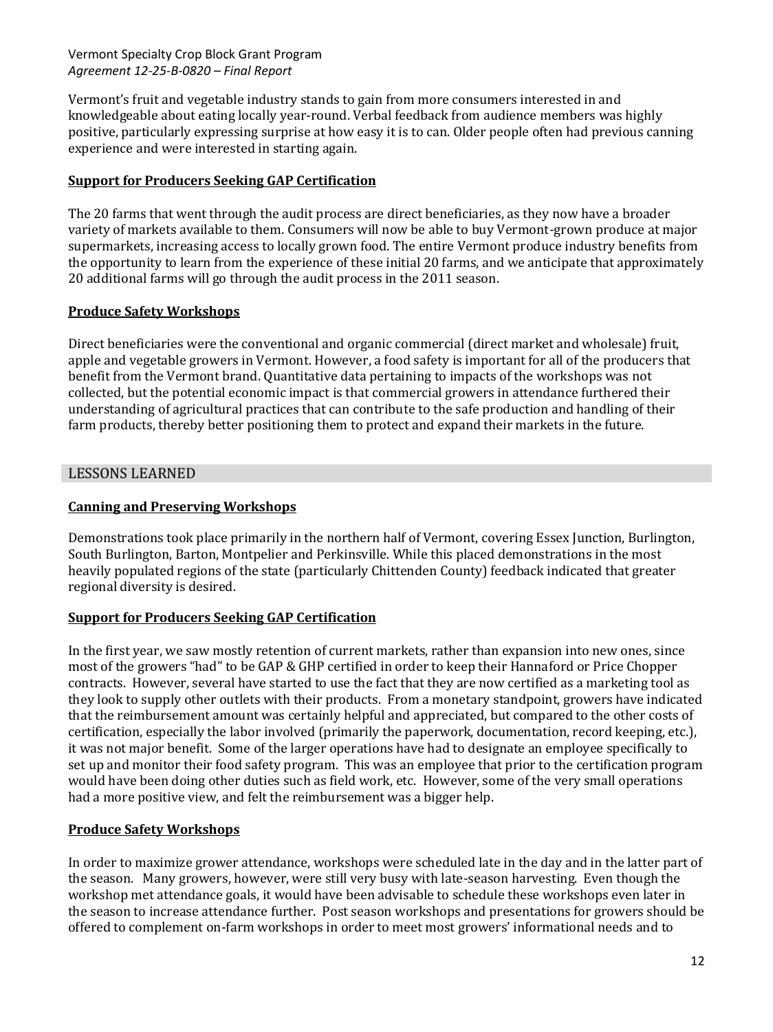Vermont's fruit and vegetable industry stands to gain from more consumers interested in and knowledgeable about eating locally year-round. Verbal feedback from audience members was highly positive, particularly expressing surprise at how easy it is to can. Older people often had previous canning experience and were interested in starting again.

**Support for Producers Seeking GAP Certification**

The 20 farms that went through the audit process are direct beneficiaries, as they now have a broader variety of markets available to them. Consumers will now be able to buy Vermont-grown produce at major supermarkets, increasing access to locally grown food. The entire Vermont produce industry benefits from the opportunity to learn from the experience of these initial 20 farms, and we anticipate that approximately 20 additional farms will go through the audit process in the 2011 season.

**Produce Safety Workshops**

Direct beneficiaries were the conventional and organic commercial (direct market and wholesale) fruit, apple and vegetable growers in Vermont. However, a food safety is important for all of the producers that benefit from the Vermont brand. Quantitative data pertaining to impacts of the workshops was not collected, but the potential economic impact is that commercial growers in attendance furthered their understanding of agricultural practices that can contribute to the safe production and handling of their farm products, thereby better positioning them to protect and expand their markets in the future.

## LESSONS LEARNED

**Canning and Preserving Workshops**

Demonstrations took place primarily in the northern half of Vermont, covering Essex Junction, Burlington, South Burlington, Barton, Montpelier and Perkinsville. While this placed demonstrations in the most heavily populated regions of the state (particularly Chittenden County) feedback indicated that greater regional diversity is desired.

**Support for Producers Seeking GAP Certification**

In the first year, we saw mostly retention of current markets, rather than expansion into new ones, since most of the growers "had" to be GAP & GHP certified in order to keep their Hannaford or Price Chopper contracts. However, several have started to use the fact that they are now certified as a marketing tool as they look to supply other outlets with their products. From a monetary standpoint, growers have indicated that the reimbursement amount was certainly helpful and appreciated, but compared to the other costs of certification, especially the labor involved (primarily the paperwork, documentation, record keeping, etc.), it was not major benefit. Some of the larger operations have had to designate an employee specifically to set up and monitor their food safety program. This was an employee that prior to the certification program would have been doing other duties such as field work, etc. However, some of the very small operations had a more positive view, and felt the reimbursement was a bigger help.

**Produce Safety Workshops**

In order to maximize grower attendance, workshops were scheduled late in the day and in the latter part of the season. Many growers, however, were still very busy with late-season harvesting. Even though the workshop met attendance goals, it would have been advisable to schedule these workshops even later in the season to increase attendance further. Post season workshops and presentations for growers should be offered to complement on-farm workshops in order to meet most growers' informational needs and to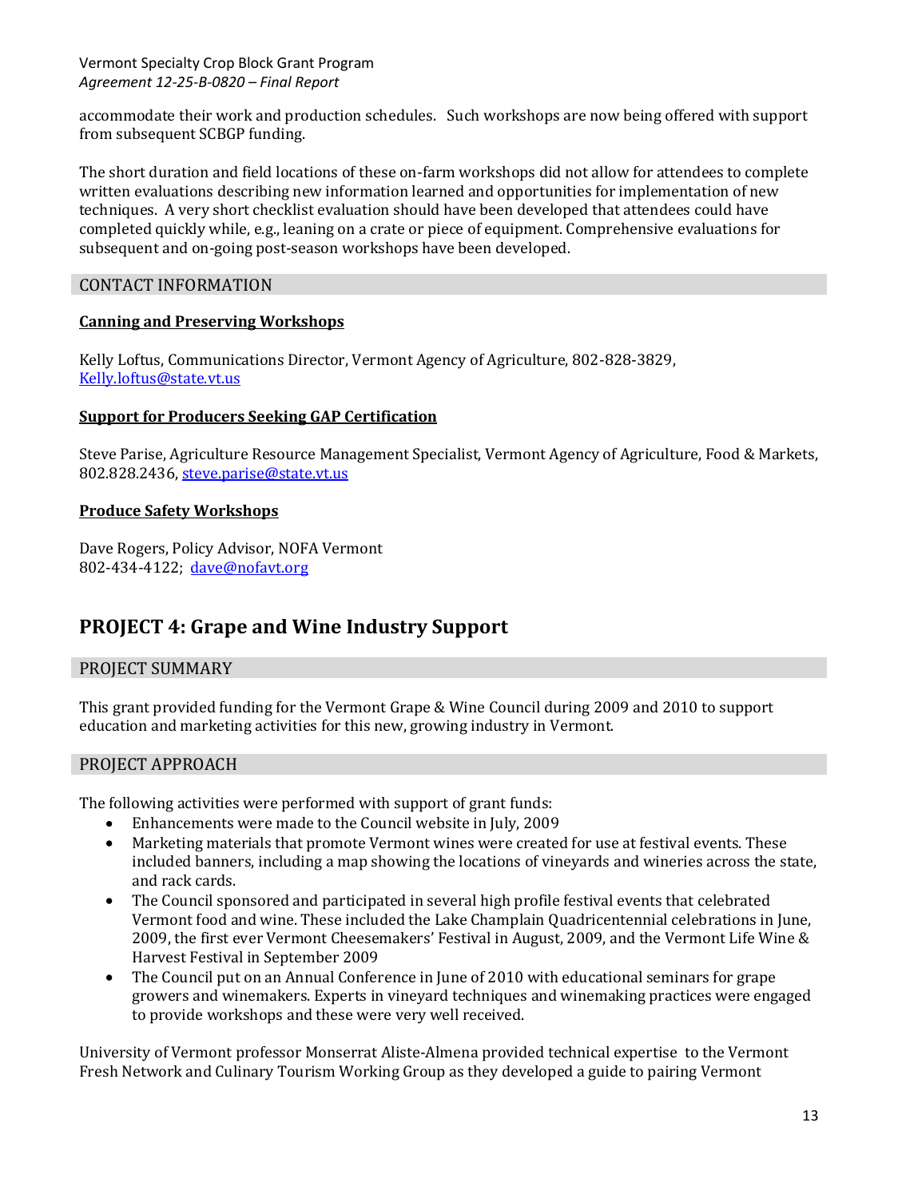accommodate their work and production schedules. Such workshops are now being offered with support from subsequent SCBGP funding.

The short duration and field locations of these on-farm workshops did not allow for attendees to complete written evaluations describing new information learned and opportunities for implementation of new techniques. A very short checklist evaluation should have been developed that attendees could have completed quickly while, e.g., leaning on a crate or piece of equipment. Comprehensive evaluations for subsequent and on-going post-season workshops have been developed.

### CONTACT INFORMATION

**Canning and Preserving Workshops**

Kelly Loftus, Communications Director, Vermont Agency of Agriculture, 802-828-3829, Kelly.loftus@state.vt.us

**Support for Producers Seeking GAP Certification**

Steve Parise, Agriculture Resource Management Specialist, Vermont Agency of Agriculture, Food & Markets, 802.828.2436, steve.parise@state.vt.us

**Produce Safety Workshops**

Dave Rogers, Policy Advisor, NOFA Vermont
802-434-4122; dave@nofavt.org

## PROJECT 4: Grape and Wine Industry Support

### PROJECT SUMMARY

This grant provided funding for the Vermont Grape & Wine Council during 2009 and 2010 to support education and marketing activities for this new, growing industry in Vermont.

### PROJECT APPROACH

The following activities were performed with support of grant funds:

- Enhancements were made to the Council website in July, 2009
- Marketing materials that promote Vermont wines were created for use at festival events. These included banners, including a map showing the locations of vineyards and wineries across the state, and rack cards.
- The Council sponsored and participated in several high profile festival events that celebrated Vermont food and wine. These included the Lake Champlain Quadricentennial celebrations in June, 2009, the first ever Vermont Cheesemakers' Festival in August, 2009, and the Vermont Life Wine & Harvest Festival in September 2009
- The Council put on an Annual Conference in June of 2010 with educational seminars for grape growers and winemakers. Experts in vineyard techniques and winemaking practices were engaged to provide workshops and these were very well received.

University of Vermont professor Monserrat Aliste-Almena provided technical expertise to the Vermont Fresh Network and Culinary Tourism Working Group as they developed a guide to pairing Vermont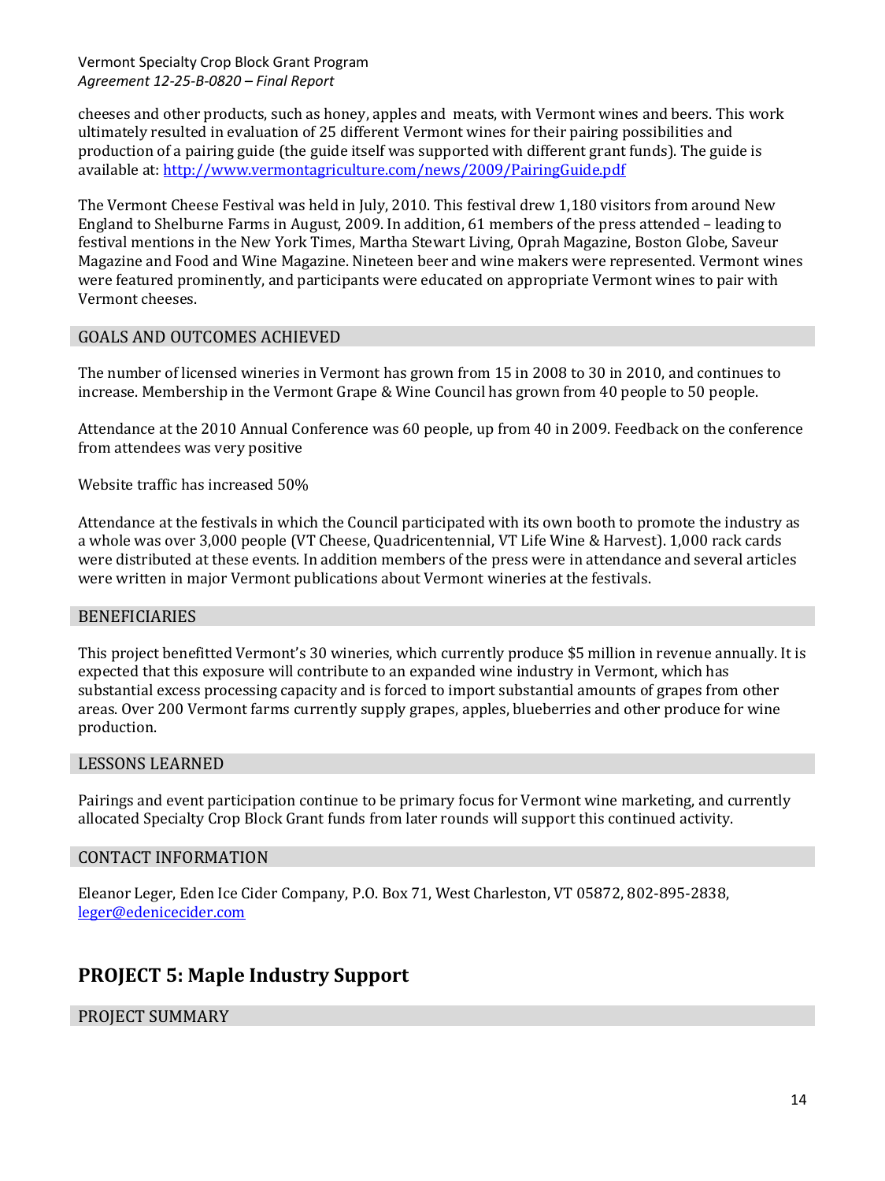cheeses and other products, such as honey, apples and meats, with Vermont wines and beers. This work ultimately resulted in evaluation of 25 different Vermont wines for their pairing possibilities and production of a pairing guide (the guide itself was supported with different grant funds). The guide is available at: [http://www.vermontagriculture.com/news/2009/PairingGuide.pdf](http://www.vermontagriculture.com/news/2009/PairingGuide.pdf)

The Vermont Cheese Festival was held in July, 2010. This festival drew 1,180 visitors from around New England to Shelburne Farms in August, 2009. In addition, 61 members of the press attended – leading to festival mentions in the New York Times, Martha Stewart Living, Oprah Magazine, Boston Globe, Saveur Magazine and Food and Wine Magazine. Nineteen beer and wine makers were represented. Vermont wines were featured prominently, and participants were educated on appropriate Vermont wines to pair with Vermont cheeses.

## GOALS AND OUTCOMES ACHIEVED

The number of licensed wineries in Vermont has grown from 15 in 2008 to 30 in 2010, and continues to increase. Membership in the Vermont Grape & Wine Council has grown from 40 people to 50 people.

Attendance at the 2010 Annual Conference was 60 people, up from 40 in 2009. Feedback on the conference from attendees was very positive

Website traffic has increased 50%

Attendance at the festivals in which the Council participated with its own booth to promote the industry as a whole was over 3,000 people (VT Cheese, Quadricentennial, VT Life Wine & Harvest). 1,000 rack cards were distributed at these events. In addition members of the press were in attendance and several articles were written in major Vermont publications about Vermont wineries at the festivals.

## BENEFICIARIES

This project benefitted Vermont's 30 wineries, which currently produce $5 million in revenue annually. It is expected that this exposure will contribute to an expanded wine industry in Vermont, which has substantial excess processing capacity and is forced to import substantial amounts of grapes from other areas. Over 200 Vermont farms currently supply grapes, apples, blueberries and other produce for wine production.

## LESSONS LEARNED

Pairings and event participation continue to be primary focus for Vermont wine marketing, and currently allocated Specialty Crop Block Grant funds from later rounds will support this continued activity.

## CONTACT INFORMATION

Eleanor Leger, Eden Ice Cider Company, P.O. Box 71, West Charleston, VT 05872, 802-895-2838, [leger@edenicecider.com](mailto:leger@edenicecider.com)

# PROJECT 5: Maple Industry Support

## PROJECT SUMMARY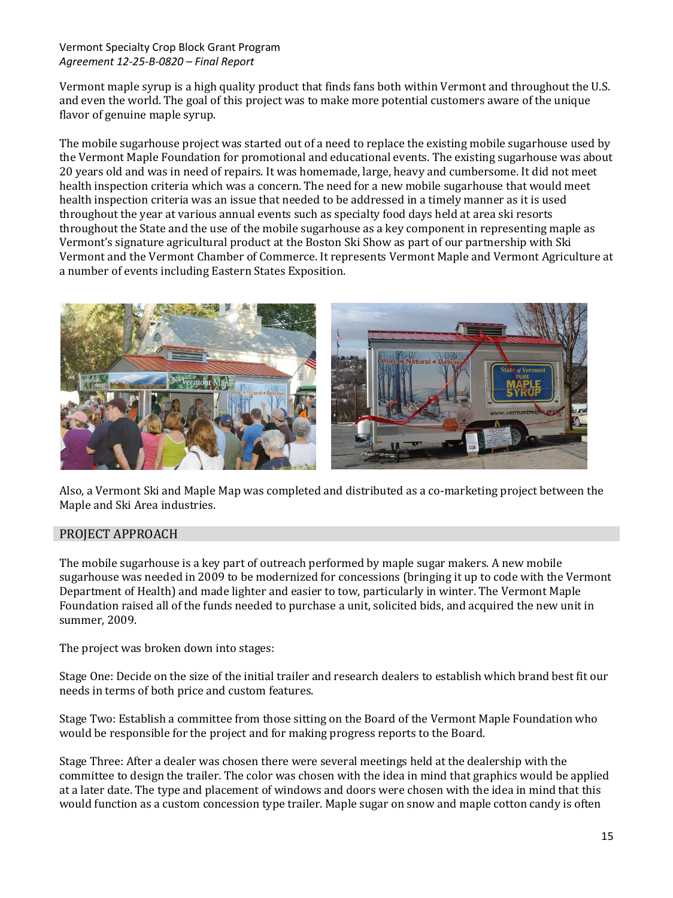Vermont maple syrup is a high quality product that finds fans both within Vermont and throughout the U.S. and even the world. The goal of this project was to make more potential customers aware of the unique flavor of genuine maple syrup.

The mobile sugarhouse project was started out of a need to replace the existing mobile sugarhouse used by the Vermont Maple Foundation for promotional and educational events. The existing sugarhouse was about 20 years old and was in need of repairs. It was homemade, large, heavy and cumbersome. It did not meet health inspection criteria which was a concern. The need for a new mobile sugarhouse that would meet health inspection criteria was an issue that needed to be addressed in a timely manner as it is used throughout the year at various annual events such as specialty food days held at area ski resorts throughout the State and the use of the mobile sugarhouse as a key component in representing maple as Vermont's signature agricultural product at the Boston Ski Show as part of our partnership with Ski Vermont and the Vermont Chamber of Commerce. It represents Vermont Maple and Vermont Agriculture at a number of events including Eastern States Exposition.

Also, a Vermont Ski and Maple Map was completed and distributed as a co-marketing project between the Maple and Ski Area industries.

## PROJECT APPROACH

The mobile sugarhouse is a key part of outreach performed by maple sugar makers. A new mobile sugarhouse was needed in 2009 to be modernized for concessions (bringing it up to code with the Vermont Department of Health) and made lighter and easier to tow, particularly in winter. The Vermont Maple Foundation raised all of the funds needed to purchase a unit, solicited bids, and acquired the new unit in summer, 2009.

The project was broken down into stages:

Stage One: Decide on the size of the initial trailer and research dealers to establish which brand best fit our needs in terms of both price and custom features.

Stage Two: Establish a committee from those sitting on the Board of the Vermont Maple Foundation who would be responsible for the project and for making progress reports to the Board.

Stage Three: After a dealer was chosen there were several meetings held at the dealership with the committee to design the trailer. The color was chosen with the idea in mind that graphics would be applied at a later date. The type and placement of windows and doors were chosen with the idea in mind that this would function as a custom concession type trailer. Maple sugar on snow and maple cotton candy is often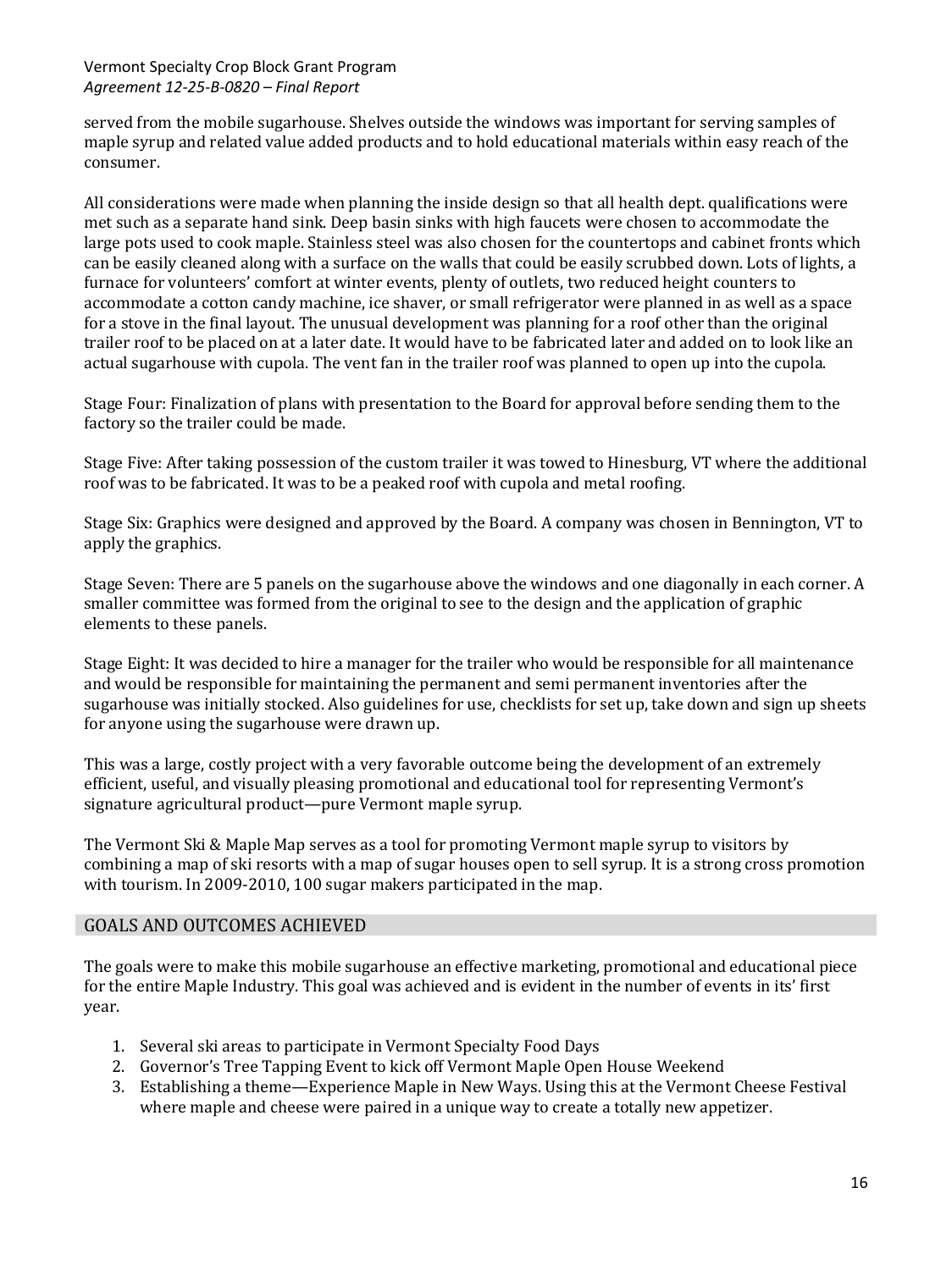served from the mobile sugarhouse. Shelves outside the windows was important for serving samples of maple syrup and related value added products and to hold educational materials within easy reach of the consumer.

All considerations were made when planning the inside design so that all health dept. qualifications were met such as a separate hand sink. Deep basin sinks with high faucets were chosen to accommodate the large pots used to cook maple. Stainless steel was also chosen for the countertops and cabinet fronts which can be easily cleaned along with a surface on the walls that could be easily scrubbed down. Lots of lights, a furnace for volunteers' comfort at winter events, plenty of outlets, two reduced height counters to accommodate a cotton candy machine, ice shaver, or small refrigerator were planned in as well as a space for a stove in the final layout. The unusual development was planning for a roof other than the original trailer roof to be placed on at a later date. It would have to be fabricated later and added on to look like an actual sugarhouse with cupola. The vent fan in the trailer roof was planned to open up into the cupola.

Stage Four: Finalization of plans with presentation to the Board for approval before sending them to the factory so the trailer could be made.

Stage Five: After taking possession of the custom trailer it was towed to Hinesburg, VT where the additional roof was to be fabricated. It was to be a peaked roof with cupola and metal roofing.

Stage Six: Graphics were designed and approved by the Board. A company was chosen in Bennington, VT to apply the graphics.

Stage Seven: There are 5 panels on the sugarhouse above the windows and one diagonally in each corner. A smaller committee was formed from the original to see to the design and the application of graphic elements to these panels.

Stage Eight: It was decided to hire a manager for the trailer who would be responsible for all maintenance and would be responsible for maintaining the permanent and semi permanent inventories after the sugarhouse was initially stocked. Also guidelines for use, checklists for set up, take down and sign up sheets for anyone using the sugarhouse were drawn up.

This was a large, costly project with a very favorable outcome being the development of an extremely efficient, useful, and visually pleasing promotional and educational tool for representing Vermont's signature agricultural product—pure Vermont maple syrup.

The Vermont Ski & Maple Map serves as a tool for promoting Vermont maple syrup to visitors by combining a map of ski resorts with a map of sugar houses open to sell syrup. It is a strong cross promotion with tourism. In 2009-2010, 100 sugar makers participated in the map.

## GOALS AND OUTCOMES ACHIEVED

The goals were to make this mobile sugarhouse an effective marketing, promotional and educational piece for the entire Maple Industry. This goal was achieved and is evident in the number of events in its' first year.

1. Several ski areas to participate in Vermont Specialty Food Days
2. Governor's Tree Tapping Event to kick off Vermont Maple Open House Weekend
3. Establishing a theme—Experience Maple in New Ways. Using this at the Vermont Cheese Festival where maple and cheese were paired in a unique way to create a totally new appetizer.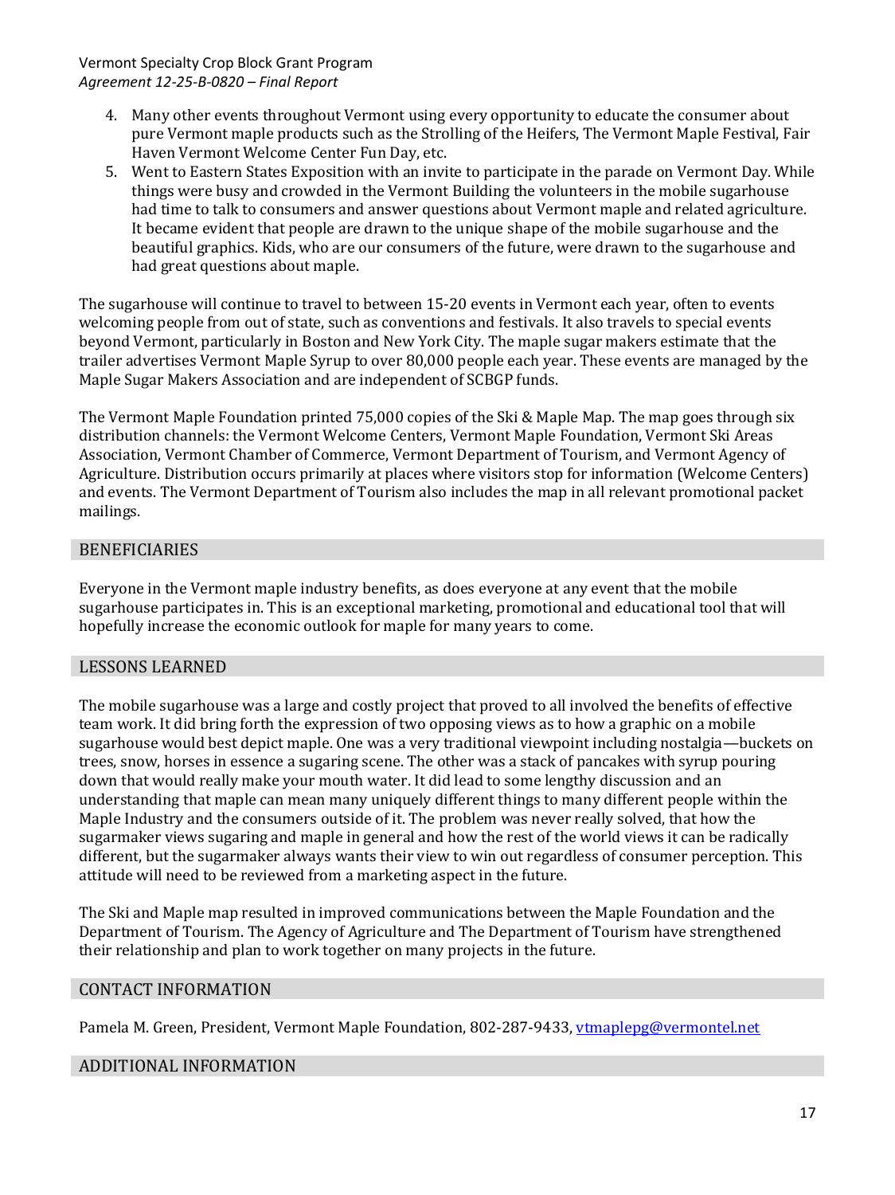4. Many other events throughout Vermont using every opportunity to educate the consumer about pure Vermont maple products such as the Strolling of the Heifers, The Vermont Maple Festival, Fair Haven Vermont Welcome Center Fun Day, etc.
5. Went to Eastern States Exposition with an invite to participate in the parade on Vermont Day. While things were busy and crowded in the Vermont Building the volunteers in the mobile sugarhouse had time to talk to consumers and answer questions about Vermont maple and related agriculture. It became evident that people are drawn to the unique shape of the mobile sugarhouse and the beautiful graphics. Kids, who are our consumers of the future, were drawn to the sugarhouse and had great questions about maple.

The sugarhouse will continue to travel to between 15-20 events in Vermont each year, often to events welcoming people from out of state, such as conventions and festivals. It also travels to special events beyond Vermont, particularly in Boston and New York City. The maple sugar makers estimate that the trailer advertises Vermont Maple Syrup to over 80,000 people each year. These events are managed by the Maple Sugar Makers Association and are independent of SCBGP funds.

The Vermont Maple Foundation printed 75,000 copies of the Ski & Maple Map. The map goes through six distribution channels: the Vermont Welcome Centers, Vermont Maple Foundation, Vermont Ski Areas Association, Vermont Chamber of Commerce, Vermont Department of Tourism, and Vermont Agency of Agriculture. Distribution occurs primarily at places where visitors stop for information (Welcome Centers) and events. The Vermont Department of Tourism also includes the map in all relevant promotional packet mailings.

## BENEFICIARIES

Everyone in the Vermont maple industry benefits, as does everyone at any event that the mobile sugarhouse participates in. This is an exceptional marketing, promotional and educational tool that will hopefully increase the economic outlook for maple for many years to come.

## LESSONS LEARNED

The mobile sugarhouse was a large and costly project that proved to all involved the benefits of effective team work. It did bring forth the expression of two opposing views as to how a graphic on a mobile sugarhouse would best depict maple. One was a very traditional viewpoint including nostalgia—buckets on trees, snow, horses in essence a sugaring scene. The other was a stack of pancakes with syrup pouring down that would really make your mouth water. It did lead to some lengthy discussion and an understanding that maple can mean many uniquely different things to many different people within the Maple Industry and the consumers outside of it. The problem was never really solved, that how the sugarmaker views sugaring and maple in general and how the rest of the world views it can be radically different, but the sugarmaker always wants their view to win out regardless of consumer perception. This attitude will need to be reviewed from a marketing aspect in the future.

The Ski and Maple map resulted in improved communications between the Maple Foundation and the Department of Tourism. The Agency of Agriculture and The Department of Tourism have strengthened their relationship and plan to work together on many projects in the future.

## CONTACT INFORMATION

Pamela M. Green, President, Vermont Maple Foundation, 802-287-9433, vtmaplepg@vermontel.net

## ADDITIONAL INFORMATION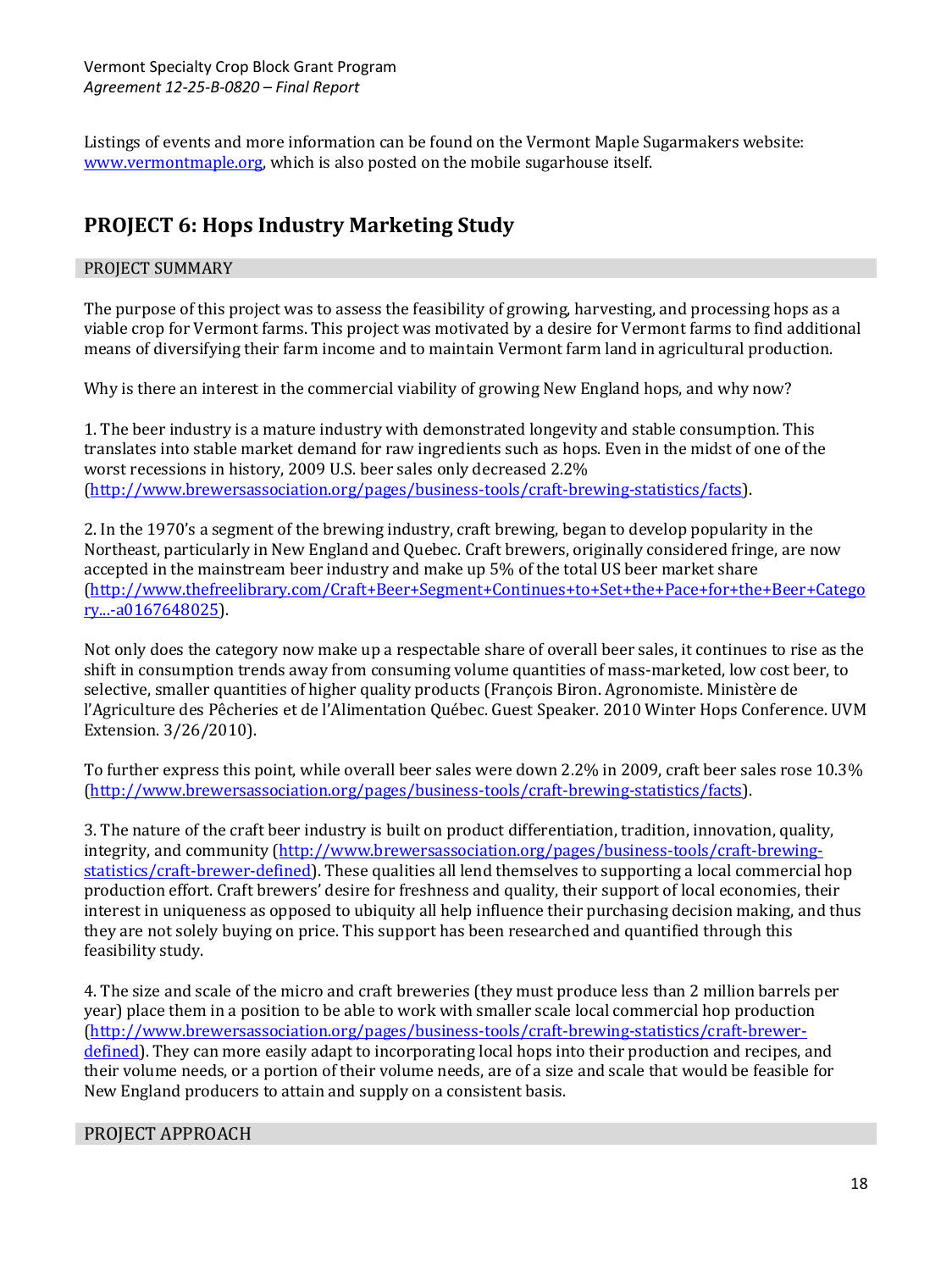Listings of events and more information can be found on the Vermont Maple Sugarmakers website: [www.vermontmaple.org](http://www.vermontmaple.org), which is also posted on the mobile sugarhouse itself.

## PROJECT 6: Hops Industry Marketing Study

### PROJECT SUMMARY

The purpose of this project was to assess the feasibility of growing, harvesting, and processing hops as a viable crop for Vermont farms. This project was motivated by a desire for Vermont farms to find additional means of diversifying their farm income and to maintain Vermont farm land in agricultural production.

Why is there an interest in the commercial viability of growing New England hops, and why now?

1. The beer industry is a mature industry with demonstrated longevity and stable consumption. This translates into stable market demand for raw ingredients such as hops. Even in the midst of one of the worst recessions in history, 2009 U.S. beer sales only decreased 2.2% (http://www.brewersassociation.org/pages/business-tools/craft-brewing-statistics/facts).

2. In the 1970's a segment of the brewing industry, craft brewing, began to develop popularity in the Northeast, particularly in New England and Quebec. Craft brewers, originally considered fringe, are now accepted in the mainstream beer industry and make up 5% of the total US beer market share (http://www.thefreelibrary.com/Craft+Beer+Segment+Continues+to+Set+the+Pace+for+the+Beer+Category...-a0167648025).

Not only does the category now make up a respectable share of overall beer sales, it continues to rise as the shift in consumption trends away from consuming volume quantities of mass-marketed, low cost beer, to selective, smaller quantities of higher quality products (François Biron. Agronomiste. Ministère de l'Agriculture des Pêcheries et de l'Alimentation Québec. Guest Speaker. 2010 Winter Hops Conference. UVM Extension. 3/26/2010).

To further express this point, while overall beer sales were down 2.2% in 2009, craft beer sales rose 10.3% (http://www.brewersassociation.org/pages/business-tools/craft-brewing-statistics/facts).

3. The nature of the craft beer industry is built on product differentiation, tradition, innovation, quality, integrity, and community (http://www.brewersassociation.org/pages/business-tools/craft-brewing-statistics/craft-brewer-defined). These qualities all lend themselves to supporting a local commercial hop production effort. Craft brewers' desire for freshness and quality, their support of local economies, their interest in uniqueness as opposed to ubiquity all help influence their purchasing decision making, and thus they are not solely buying on price. This support has been researched and quantified through this feasibility study.

4. The size and scale of the micro and craft breweries (they must produce less than 2 million barrels per year) place them in a position to be able to work with smaller scale local commercial hop production (http://www.brewersassociation.org/pages/business-tools/craft-brewing-statistics/craft-brewer-defined). They can more easily adapt to incorporating local hops into their production and recipes, and their volume needs, or a portion of their volume needs, are of a size and scale that would be feasible for New England producers to attain and supply on a consistent basis.

### PROJECT APPROACH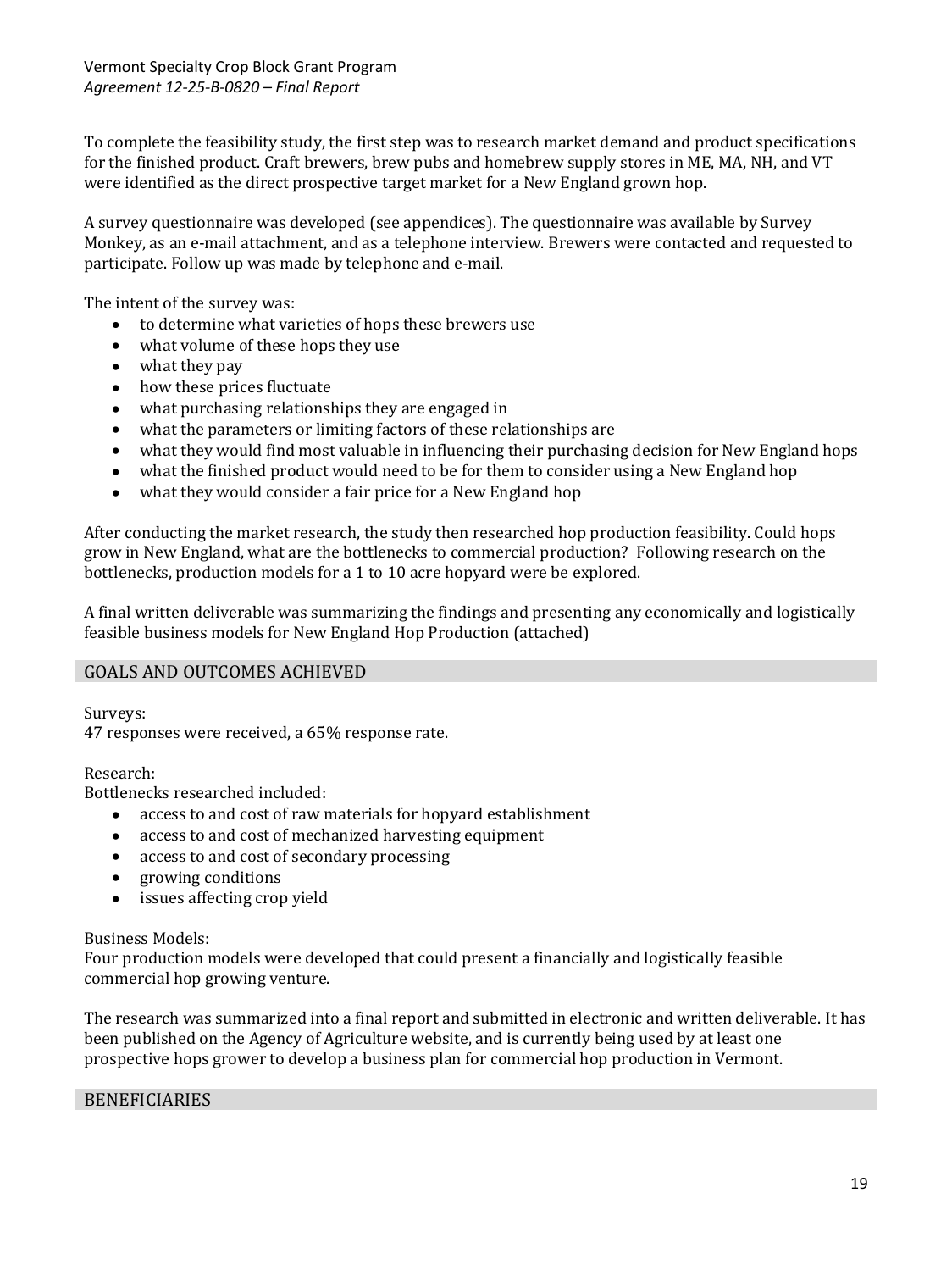To complete the feasibility study, the first step was to research market demand and product specifications for the finished product. Craft brewers, brew pubs and homebrew supply stores in ME, MA, NH, and VT were identified as the direct prospective target market for a New England grown hop.

A survey questionnaire was developed (see appendices). The questionnaire was available by Survey Monkey, as an e-mail attachment, and as a telephone interview. Brewers were contacted and requested to participate. Follow up was made by telephone and e-mail.

The intent of the survey was:

- to determine what varieties of hops these brewers use
- what volume of these hops they use
- what they pay
- how these prices fluctuate
- what purchasing relationships they are engaged in
- what the parameters or limiting factors of these relationships are
- what they would find most valuable in influencing their purchasing decision for New England hops
- what the finished product would need to be for them to consider using a New England hop
- what they would consider a fair price for a New England hop

After conducting the market research, the study then researched hop production feasibility. Could hops grow in New England, what are the bottlenecks to commercial production? Following research on the bottlenecks, production models for a 1 to 10 acre hopyard were be explored.

A final written deliverable was summarizing the findings and presenting any economically and logistically feasible business models for New England Hop Production (attached)

## GOALS AND OUTCOMES ACHIEVED

Surveys:
47 responses were received, a 65% response rate.

Research:
Bottlenecks researched included:

- access to and cost of raw materials for hopyard establishment
- access to and cost of mechanized harvesting equipment
- access to and cost of secondary processing
- growing conditions
- issues affecting crop yield

Business Models:
Four production models were developed that could present a financially and logistically feasible commercial hop growing venture.

The research was summarized into a final report and submitted in electronic and written deliverable. It has been published on the Agency of Agriculture website, and is currently being used by at least one prospective hops grower to develop a business plan for commercial hop production in Vermont.

## BENEFICIARIES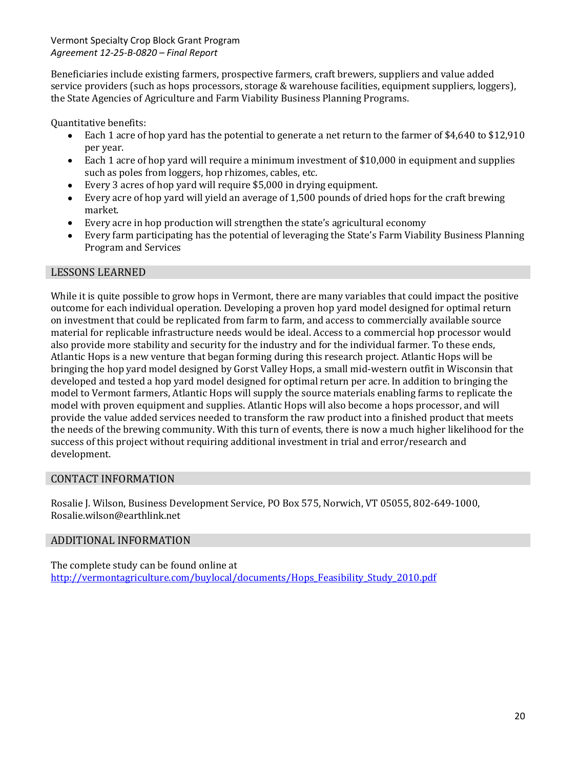Beneficiaries include existing farmers, prospective farmers, craft brewers, suppliers and value added service providers (such as hops processors, storage & warehouse facilities, equipment suppliers, loggers), the State Agencies of Agriculture and Farm Viability Business Planning Programs.

Quantitative benefits:

- Each 1 acre of hop yard has the potential to generate a net return to the farmer of $4,640 to $12,910 per year.
- Each 1 acre of hop yard will require a minimum investment of $10,000 in equipment and supplies such as poles from loggers, hop rhizomes, cables, etc.
- Every 3 acres of hop yard will require $5,000 in drying equipment.
- Every acre of hop yard will yield an average of 1,500 pounds of dried hops for the craft brewing market.
- Every acre in hop production will strengthen the state's agricultural economy
- Every farm participating has the potential of leveraging the State's Farm Viability Business Planning Program and Services

## LESSONS LEARNED

While it is quite possible to grow hops in Vermont, there are many variables that could impact the positive outcome for each individual operation. Developing a proven hop yard model designed for optimal return on investment that could be replicated from farm to farm, and access to commercially available source material for replicable infrastructure needs would be ideal. Access to a commercial hop processor would also provide more stability and security for the industry and for the individual farmer. To these ends, Atlantic Hops is a new venture that began forming during this research project. Atlantic Hops will be bringing the hop yard model designed by Gorst Valley Hops, a small mid-western outfit in Wisconsin that developed and tested a hop yard model designed for optimal return per acre. In addition to bringing the model to Vermont farmers, Atlantic Hops will supply the source materials enabling farms to replicate the model with proven equipment and supplies. Atlantic Hops will also become a hops processor, and will provide the value added services needed to transform the raw product into a finished product that meets the needs of the brewing community. With this turn of events, there is now a much higher likelihood for the success of this project without requiring additional investment in trial and error/research and development.

## CONTACT INFORMATION

Rosalie J. Wilson, Business Development Service, PO Box 575, Norwich, VT 05055, 802-649-1000, Rosalie.wilson@earthlink.net

## ADDITIONAL INFORMATION

The complete study can be found online at
[http://vermontagriculture.com/buylocal/documents/Hops_Feasibility_Study_2010.pdf](http://vermontagriculture.com/buylocal/documents/Hops_Feasibility_Study_2010.pdf)